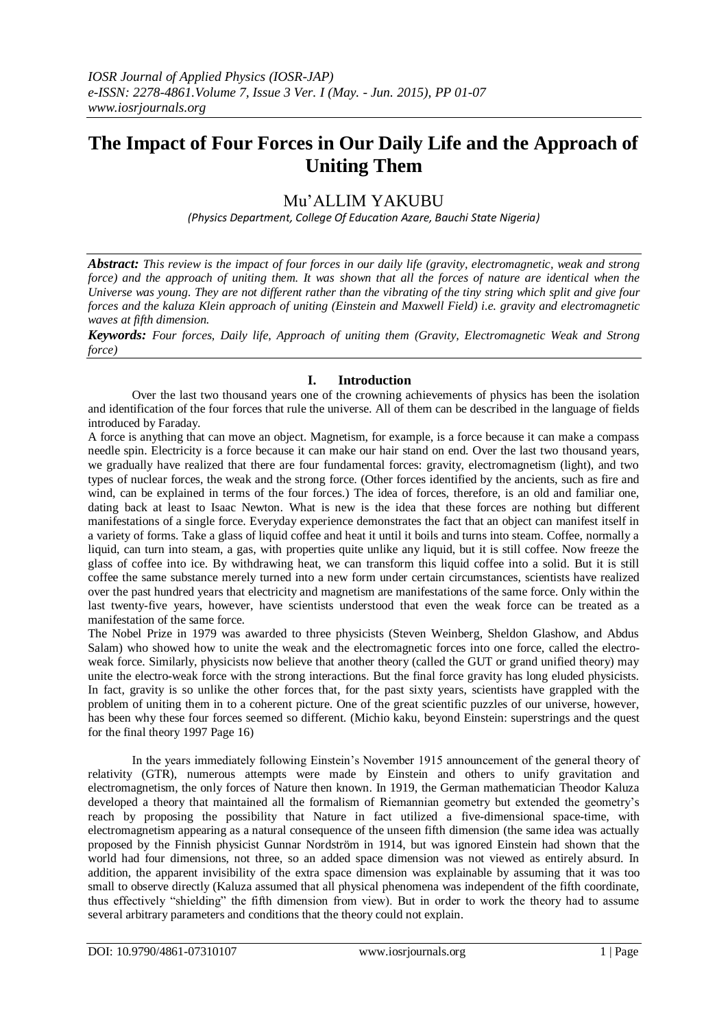# The Impact of Four Forces in Our Daily Life and the Approach of Uniting Them

## Mu'ALLIM YAKUBU

*(Physics Department, College Of Education Azare, Bauchi State Nigeria)*

***Abstract:*** *This review is the impact of four forces in our daily life (gravity, electromagnetic, weak and strong force) and the approach of uniting them. It was shown that all the forces of nature are identical when the Universe was young. They are not different rather than the vibrating of the tiny string which split and give four forces and the kaluza Klein approach of uniting (Einstein and Maxwell Field) i.e. gravity and electromagnetic waves at fifth dimension.*

***Keywords:*** *Four forces, Daily life, Approach of uniting them (Gravity, Electromagnetic Weak and Strong force)*

## I. Introduction

Over the last two thousand years one of the crowning achievements of physics has been the isolation and identification of the four forces that rule the universe. All of them can be described in the language of fields introduced by Faraday.

A force is anything that can move an object. Magnetism, for example, is a force because it can make a compass needle spin. Electricity is a force because it can make our hair stand on end. Over the last two thousand years, we gradually have realized that there are four fundamental forces: gravity, electromagnetism (light), and two types of nuclear forces, the weak and the strong force. (Other forces identified by the ancients, such as fire and wind, can be explained in terms of the four forces.) The idea of forces, therefore, is an old and familiar one, dating back at least to Isaac Newton. What is new is the idea that these forces are nothing but different manifestations of a single force. Everyday experience demonstrates the fact that an object can manifest itself in a variety of forms. Take a glass of liquid coffee and heat it until it boils and turns into steam. Coffee, normally a liquid, can turn into steam, a gas, with properties quite unlike any liquid, but it is still coffee. Now freeze the glass of coffee into ice. By withdrawing heat, we can transform this liquid coffee into a solid. But it is still coffee the same substance merely turned into a new form under certain circumstances, scientists have realized over the past hundred years that electricity and magnetism are manifestations of the same force. Only within the last twenty-five years, however, have scientists understood that even the weak force can be treated as a manifestation of the same force.

The Nobel Prize in 1979 was awarded to three physicists (Steven Weinberg, Sheldon Glashow, and Abdus Salam) who showed how to unite the weak and the electromagnetic forces into one force, called the electro-weak force. Similarly, physicists now believe that another theory (called the GUT or grand unified theory) may unite the electro-weak force with the strong interactions. But the final force gravity has long eluded physicists. In fact, gravity is so unlike the other forces that, for the past sixty years, scientists have grappled with the problem of uniting them in to a coherent picture. One of the great scientific puzzles of our universe, however, has been why these four forces seemed so different. (Michio kaku, beyond Einstein: superstrings and the quest for the final theory 1997 Page 16)

In the years immediately following Einstein's November 1915 announcement of the general theory of relativity (GTR), numerous attempts were made by Einstein and others to unify gravitation and electromagnetism, the only forces of Nature then known. In 1919, the German mathematician Theodor Kaluza developed a theory that maintained all the formalism of Riemannian geometry but extended the geometry's reach by proposing the possibility that Nature in fact utilized a five-dimensional space-time, with electromagnetism appearing as a natural consequence of the unseen fifth dimension (the same idea was actually proposed by the Finnish physicist Gunnar Nordström in 1914, but was ignored Einstein had shown that the world had four dimensions, not three, so an added space dimension was not viewed as entirely absurd. In addition, the apparent invisibility of the extra space dimension was explainable by assuming that it was too small to observe directly (Kaluza assumed that all physical phenomena was independent of the fifth coordinate, thus effectively "shielding" the fifth dimension from view). But in order to work the theory had to assume several arbitrary parameters and conditions that the theory could not explain.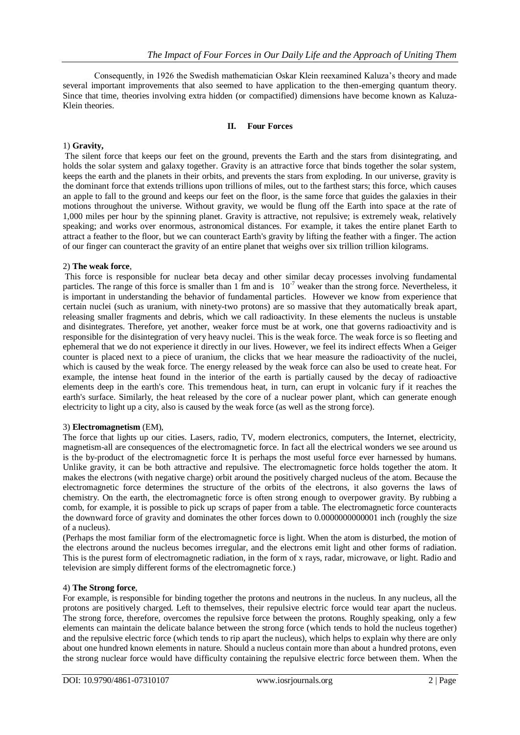Consequently, in 1926 the Swedish mathematician Oskar Klein reexamined Kaluza's theory and made several important improvements that also seemed to have application to the then-emerging quantum theory. Since that time, theories involving extra hidden (or compactified) dimensions have become known as Kaluza-Klein theories.

## II. Four Forces

1) **Gravity,**

The silent force that keeps our feet on the ground, prevents the Earth and the stars from disintegrating, and holds the solar system and galaxy together. Gravity is an attractive force that binds together the solar system, keeps the earth and the planets in their orbits, and prevents the stars from exploding. In our universe, gravity is the dominant force that extends trillions upon trillions of miles, out to the farthest stars; this force, which causes an apple to fall to the ground and keeps our feet on the floor, is the same force that guides the galaxies in their motions throughout the universe. Without gravity, we would be flung off the Earth into space at the rate of 1,000 miles per hour by the spinning planet. Gravity is attractive, not repulsive; is extremely weak, relatively speaking; and works over enormous, astronomical distances. For example, it takes the entire planet Earth to attract a feather to the floor, but we can counteract Earth's gravity by lifting the feather with a finger. The action of our finger can counteract the gravity of an entire planet that weighs over six trillion trillion kilograms.

2) **The weak force**,

This force is responsible for nuclear beta decay and other similar decay processes involving fundamental particles. The range of this force is smaller than 1 fm and is $10^{-7}$ weaker than the strong force. Nevertheless, it is important in understanding the behavior of fundamental particles. However we know from experience that certain nuclei (such as uranium, with ninety-two protons) are so massive that they automatically break apart, releasing smaller fragments and debris, which we call radioactivity. In these elements the nucleus is unstable and disintegrates. Therefore, yet another, weaker force must be at work, one that governs radioactivity and is responsible for the disintegration of very heavy nuclei. This is the weak force. The weak force is so fleeting and ephemeral that we do not experience it directly in our lives. However, we feel its indirect effects When a Geiger counter is placed next to a piece of uranium, the clicks that we hear measure the radioactivity of the nuclei, which is caused by the weak force. The energy released by the weak force can also be used to create heat. For example, the intense heat found in the interior of the earth is partially caused by the decay of radioactive elements deep in the earth's core. This tremendous heat, in turn, can erupt in volcanic fury if it reaches the earth's surface. Similarly, the heat released by the core of a nuclear power plant, which can generate enough electricity to light up a city, also is caused by the weak force (as well as the strong force).

3) **Electromagnetism** (EM),

The force that lights up our cities. Lasers, radio, TV, modern electronics, computers, the Internet, electricity, magnetism-all are consequences of the electromagnetic force. In fact all the electrical wonders we see around us is the by-product of the electromagnetic force It is perhaps the most useful force ever harnessed by humans. Unlike gravity, it can be both attractive and repulsive. The electromagnetic force holds together the atom. It makes the electrons (with negative charge) orbit around the positively charged nucleus of the atom. Because the electromagnetic force determines the structure of the orbits of the electrons, it also governs the laws of chemistry. On the earth, the electromagnetic force is often strong enough to overpower gravity. By rubbing a comb, for example, it is possible to pick up scraps of paper from a table. The electromagnetic force counteracts the downward force of gravity and dominates the other forces down to 0.0000000000001 inch (roughly the size of a nucleus).

(Perhaps the most familiar form of the electromagnetic force is light. When the atom is disturbed, the motion of the electrons around the nucleus becomes irregular, and the electrons emit light and other forms of radiation. This is the purest form of electromagnetic radiation, in the form of x rays, radar, microwave, or light. Radio and television are simply different forms of the electromagnetic force.)

4) **The Strong force**,

For example, is responsible for binding together the protons and neutrons in the nucleus. In any nucleus, all the protons are positively charged. Left to themselves, their repulsive electric force would tear apart the nucleus. The strong force, therefore, overcomes the repulsive force between the protons. Roughly speaking, only a few elements can maintain the delicate balance between the strong force (which tends to hold the nucleus together) and the repulsive electric force (which tends to rip apart the nucleus), which helps to explain why there are only about one hundred known elements in nature. Should a nucleus contain more than about a hundred protons, even the strong nuclear force would have difficulty containing the repulsive electric force between them. When the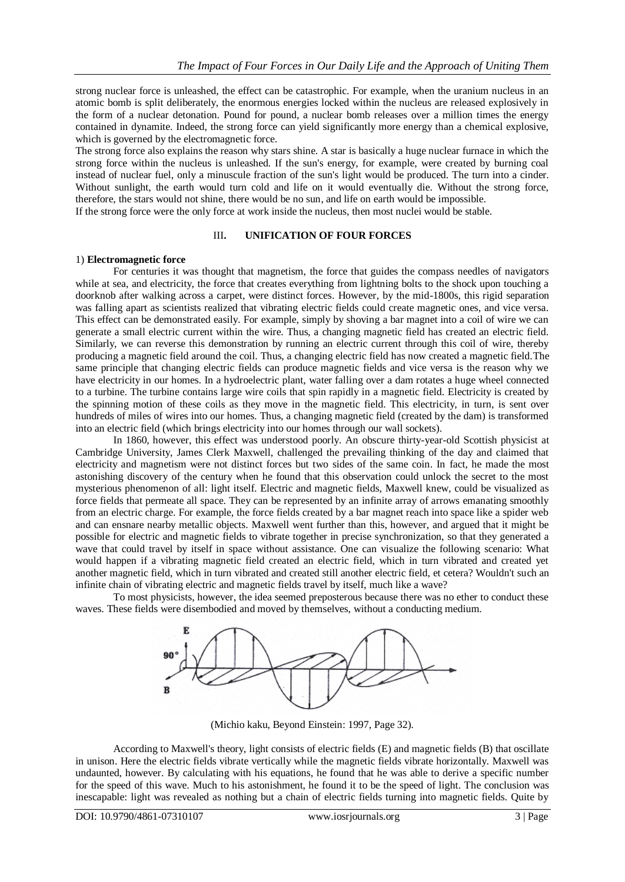strong nuclear force is unleashed, the effect can be catastrophic. For example, when the uranium nucleus in an atomic bomb is split deliberately, the enormous energies locked within the nucleus are released explosively in the form of a nuclear detonation. Pound for pound, a nuclear bomb releases over a million times the energy contained in dynamite. Indeed, the strong force can yield significantly more energy than a chemical explosive, which is governed by the electromagnetic force.

The strong force also explains the reason why stars shine. A star is basically a huge nuclear furnace in which the strong force within the nucleus is unleashed. If the sun's energy, for example, were created by burning coal instead of nuclear fuel, only a minuscule fraction of the sun's light would be produced. The turn into a cinder. Without sunlight, the earth would turn cold and life on it would eventually die. Without the strong force, therefore, the stars would not shine, there would be no sun, and life on earth would be impossible.

If the strong force were the only force at work inside the nucleus, then most nuclei would be stable.

## III. UNIFICATION OF FOUR FORCES

### 1) Electromagnetic force

For centuries it was thought that magnetism, the force that guides the compass needles of navigators while at sea, and electricity, the force that creates everything from lightning bolts to the shock upon touching a doorknob after walking across a carpet, were distinct forces. However, by the mid-1800s, this rigid separation was falling apart as scientists realized that vibrating electric fields could create magnetic ones, and vice versa. This effect can be demonstrated easily. For example, simply by shoving a bar magnet into a coil of wire we can generate a small electric current within the wire. Thus, a changing magnetic field has created an electric field. Similarly, we can reverse this demonstration by running an electric current through this coil of wire, thereby producing a magnetic field around the coil. Thus, a changing electric field has now created a magnetic field.The same principle that changing electric fields can produce magnetic fields and vice versa is the reason why we have electricity in our homes. In a hydroelectric plant, water falling over a dam rotates a huge wheel connected to a turbine. The turbine contains large wire coils that spin rapidly in a magnetic field. Electricity is created by the spinning motion of these coils as they move in the magnetic field. This electricity, in turn, is sent over hundreds of miles of wires into our homes. Thus, a changing magnetic field (created by the dam) is transformed into an electric field (which brings electricity into our homes through our wall sockets).

In 1860, however, this effect was understood poorly. An obscure thirty-year-old Scottish physicist at Cambridge University, James Clerk Maxwell, challenged the prevailing thinking of the day and claimed that electricity and magnetism were not distinct forces but two sides of the same coin. In fact, he made the most astonishing discovery of the century when he found that this observation could unlock the secret to the most mysterious phenomenon of all: light itself. Electric and magnetic fields, Maxwell knew, could be visualized as force fields that permeate all space. They can be represented by an infinite array of arrows emanating smoothly from an electric charge. For example, the force fields created by a bar magnet reach into space like a spider web and can ensnare nearby metallic objects. Maxwell went further than this, however, and argued that it might be possible for electric and magnetic fields to vibrate together in precise synchronization, so that they generated a wave that could travel by itself in space without assistance. One can visualize the following scenario: What would happen if a vibrating magnetic field created an electric field, which in turn vibrated and created yet another magnetic field, which in turn vibrated and created still another electric field, et cetera? Wouldn't such an infinite chain of vibrating electric and magnetic fields travel by itself, much like a wave?

To most physicists, however, the idea seemed preposterous because there was no ether to conduct these waves. These fields were disembodied and moved by themselves, without a conducting medium.

E
90°
B

(Michio kaku, Beyond Einstein: 1997, Page 32).

According to Maxwell's theory, light consists of electric fields (E) and magnetic fields (B) that oscillate in unison. Here the electric fields vibrate vertically while the magnetic fields vibrate horizontally. Maxwell was undaunted, however. By calculating with his equations, he found that he was able to derive a specific number for the speed of this wave. Much to his astonishment, he found it to be the speed of light. The conclusion was inescapable: light was revealed as nothing but a chain of electric fields turning into magnetic fields. Quite by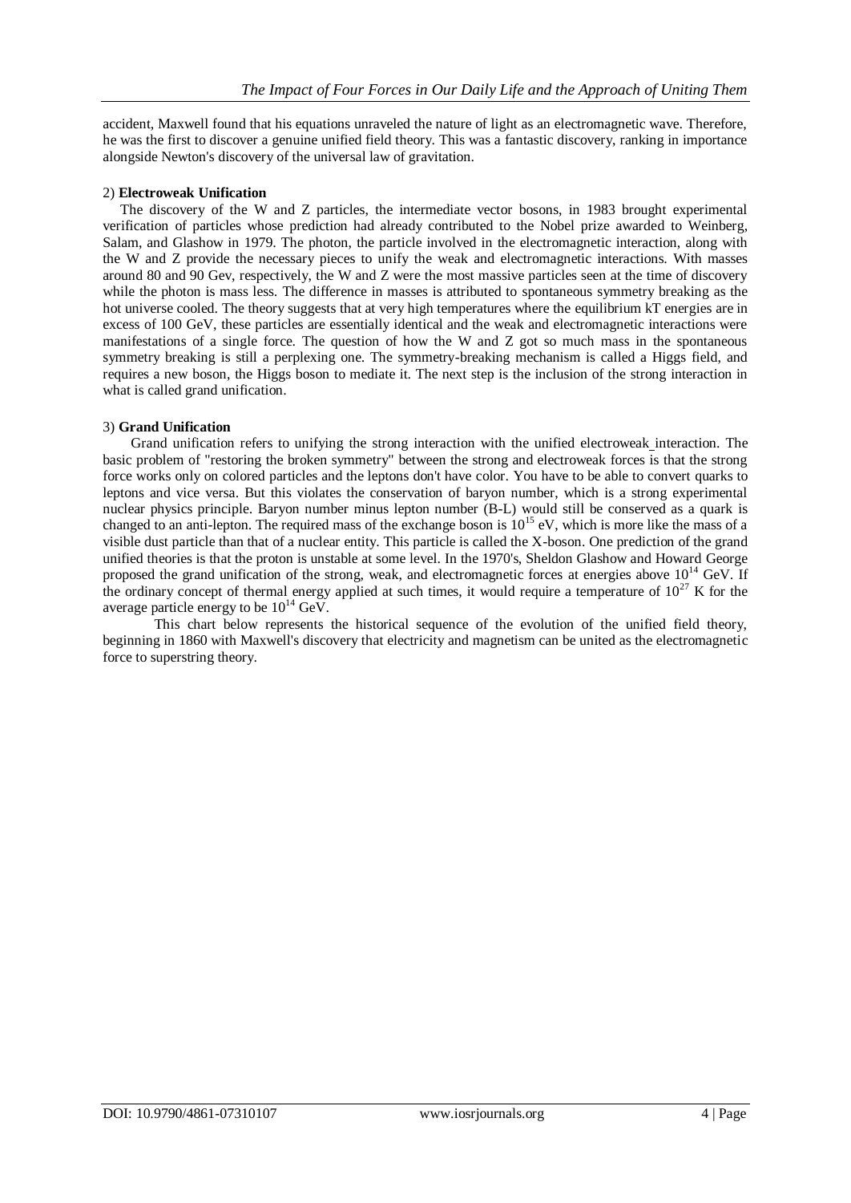accident, Maxwell found that his equations unraveled the nature of light as an electromagnetic wave. Therefore, he was the first to discover a genuine unified field theory. This was a fantastic discovery, ranking in importance alongside Newton's discovery of the universal law of gravitation.

### 2) **Electroweak Unification**

The discovery of the W and Z particles, the intermediate vector bosons, in 1983 brought experimental verification of particles whose prediction had already contributed to the Nobel prize awarded to Weinberg, Salam, and Glashow in 1979. The photon, the particle involved in the electromagnetic interaction, along with the W and Z provide the necessary pieces to unify the weak and electromagnetic interactions. With masses around 80 and 90 Gev, respectively, the W and Z were the most massive particles seen at the time of discovery while the photon is mass less. The difference in masses is attributed to spontaneous symmetry breaking as the hot universe cooled. The theory suggests that at very high temperatures where the equilibrium kT energies are in excess of 100 GeV, these particles are essentially identical and the weak and electromagnetic interactions were manifestations of a single force. The question of how the W and Z got so much mass in the spontaneous symmetry breaking is still a perplexing one. The symmetry-breaking mechanism is called a Higgs field, and requires a new boson, the Higgs boson to mediate it. The next step is the inclusion of the strong interaction in what is called grand unification.

### 3) **Grand Unification**

Grand unification refers to unifying the strong interaction with the unified electroweak interaction. The basic problem of "restoring the broken symmetry" between the strong and electroweak forces is that the strong force works only on colored particles and the leptons don't have color. You have to be able to convert quarks to leptons and vice versa. But this violates the conservation of baryon number, which is a strong experimental nuclear physics principle. Baryon number minus lepton number (B-L) would still be conserved as a quark is changed to an anti-lepton. The required mass of the exchange boson is $10^{15}$ eV, which is more like the mass of a visible dust particle than that of a nuclear entity. This particle is called the X-boson. One prediction of the grand unified theories is that the proton is unstable at some level. In the 1970's, Sheldon Glashow and Howard George proposed the grand unification of the strong, weak, and electromagnetic forces at energies above $10^{14}$ GeV. If the ordinary concept of thermal energy applied at such times, it would require a temperature of $10^{27}$ K for the average particle energy to be $10^{14}$ GeV.

This chart below represents the historical sequence of the evolution of the unified field theory, beginning in 1860 with Maxwell's discovery that electricity and magnetism can be united as the electromagnetic force to superstring theory.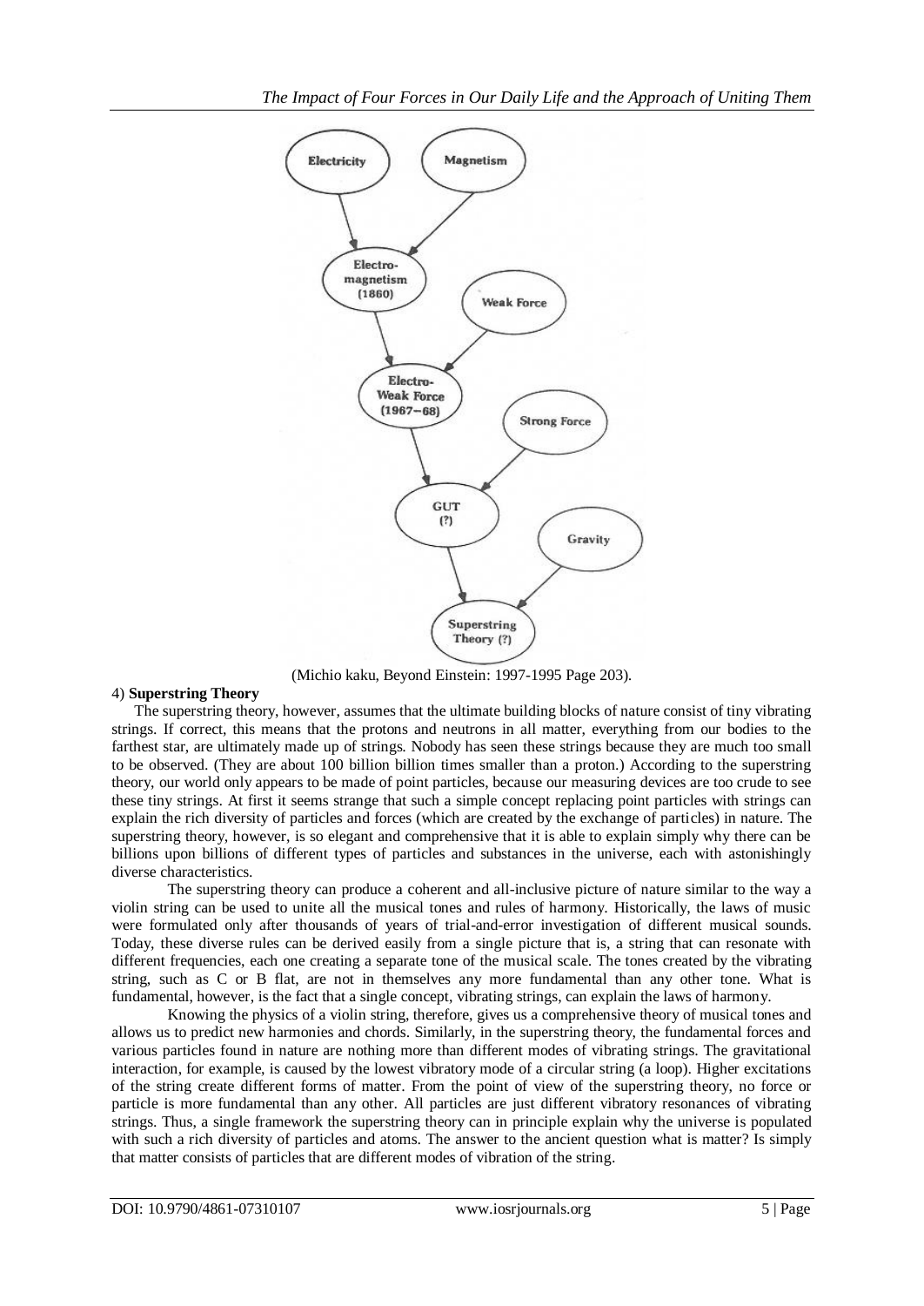(Michio kaku, Beyond Einstein: 1997-1995 Page 203).

4) **Superstring Theory**

The superstring theory, however, assumes that the ultimate building blocks of nature consist of tiny vibrating strings. If correct, this means that the protons and neutrons in all matter, everything from our bodies to the farthest star, are ultimately made up of strings. Nobody has seen these strings because they are much too small to be observed. (They are about 100 billion billion times smaller than a proton.) According to the superstring theory, our world only appears to be made of point particles, because our measuring devices are too crude to see these tiny strings. At first it seems strange that such a simple concept replacing point particles with strings can explain the rich diversity of particles and forces (which are created by the exchange of particles) in nature. The superstring theory, however, is so elegant and comprehensive that it is able to explain simply why there can be billions upon billions of different types of particles and substances in the universe, each with astonishingly diverse characteristics.

The superstring theory can produce a coherent and all-inclusive picture of nature similar to the way a violin string can be used to unite all the musical tones and rules of harmony. Historically, the laws of music were formulated only after thousands of years of trial-and-error investigation of different musical sounds. Today, these diverse rules can be derived easily from a single picture that is, a string that can resonate with different frequencies, each one creating a separate tone of the musical scale. The tones created by the vibrating string, such as C or B flat, are not in themselves any more fundamental than any other tone. What is fundamental, however, is the fact that a single concept, vibrating strings, can explain the laws of harmony.

Knowing the physics of a violin string, therefore, gives us a comprehensive theory of musical tones and allows us to predict new harmonies and chords. Similarly, in the superstring theory, the fundamental forces and various particles found in nature are nothing more than different modes of vibrating strings. The gravitational interaction, for example, is caused by the lowest vibratory mode of a circular string (a loop). Higher excitations of the string create different forms of matter. From the point of view of the superstring theory, no force or particle is more fundamental than any other. All particles are just different vibratory resonances of vibrating strings. Thus, a single framework the superstring theory can in principle explain why the universe is populated with such a rich diversity of particles and atoms. The answer to the ancient question what is matter? Is simply that matter consists of particles that are different modes of vibration of the string.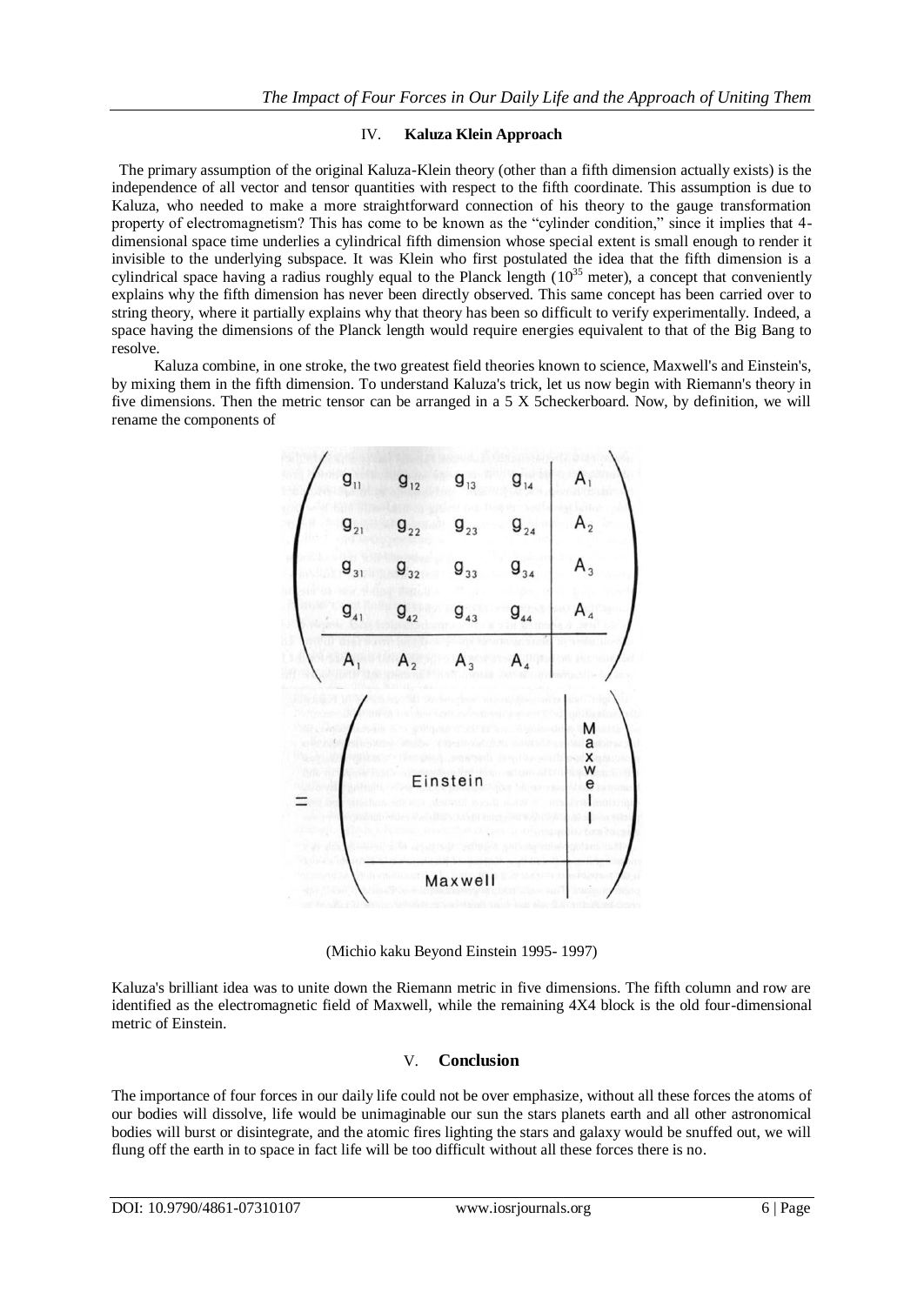## IV. Kaluza Klein Approach

The primary assumption of the original Kaluza-Klein theory (other than a fifth dimension actually exists) is the independence of all vector and tensor quantities with respect to the fifth coordinate. This assumption is due to Kaluza, who needed to make a more straightforward connection of his theory to the gauge transformation property of electromagnetism? This has come to be known as the "cylinder condition," since it implies that 4-dimensional space time underlies a cylindrical fifth dimension whose special extent is small enough to render it invisible to the underlying subspace. It was Klein who first postulated the idea that the fifth dimension is a cylindrical space having a radius roughly equal to the Planck length ($10^{35}$ meter), a concept that conveniently explains why the fifth dimension has never been directly observed. This same concept has been carried over to string theory, where it partially explains why that theory has been so difficult to verify experimentally. Indeed, a space having the dimensions of the Planck length would require energies equivalent to that of the Big Bang to resolve.

Kaluza combine, in one stroke, the two greatest field theories known to science, Maxwell's and Einstein's, by mixing them in the fifth dimension. To understand Kaluza's trick, let us now begin with Riemann's theory in five dimensions. Then the metric tensor can be arranged in a 5 X 5checkerboard. Now, by definition, we will rename the components of

$$\begin{pmatrix} g_{11} & g_{12} & g_{13} & g_{14} & A_1 \\ g_{21} & g_{22} & g_{23} & g_{24} & A_2 \\ g_{31} & g_{32} & g_{33} & g_{34} & A_3 \\ g_{41} & g_{42} & g_{43} & g_{44} & A_4 \\ A_1 & A_2 & A_3 & A_4 & \end{pmatrix} = \begin{pmatrix} \text{Einstein} & \text{Maxwell} \\ \text{Maxwell} & \end{pmatrix}$$

(Michio kaku Beyond Einstein 1995- 1997)

Kaluza's brilliant idea was to unite down the Riemann metric in five dimensions. The fifth column and row are identified as the electromagnetic field of Maxwell, while the remaining 4X4 block is the old four-dimensional metric of Einstein.

## V. Conclusion

The importance of four forces in our daily life could not be over emphasize, without all these forces the atoms of our bodies will dissolve, life would be unimaginable our sun the stars planets earth and all other astronomical bodies will burst or disintegrate, and the atomic fires lighting the stars and galaxy would be snuffed out, we will flung off the earth in to space in fact life will be too difficult without all these forces there is no.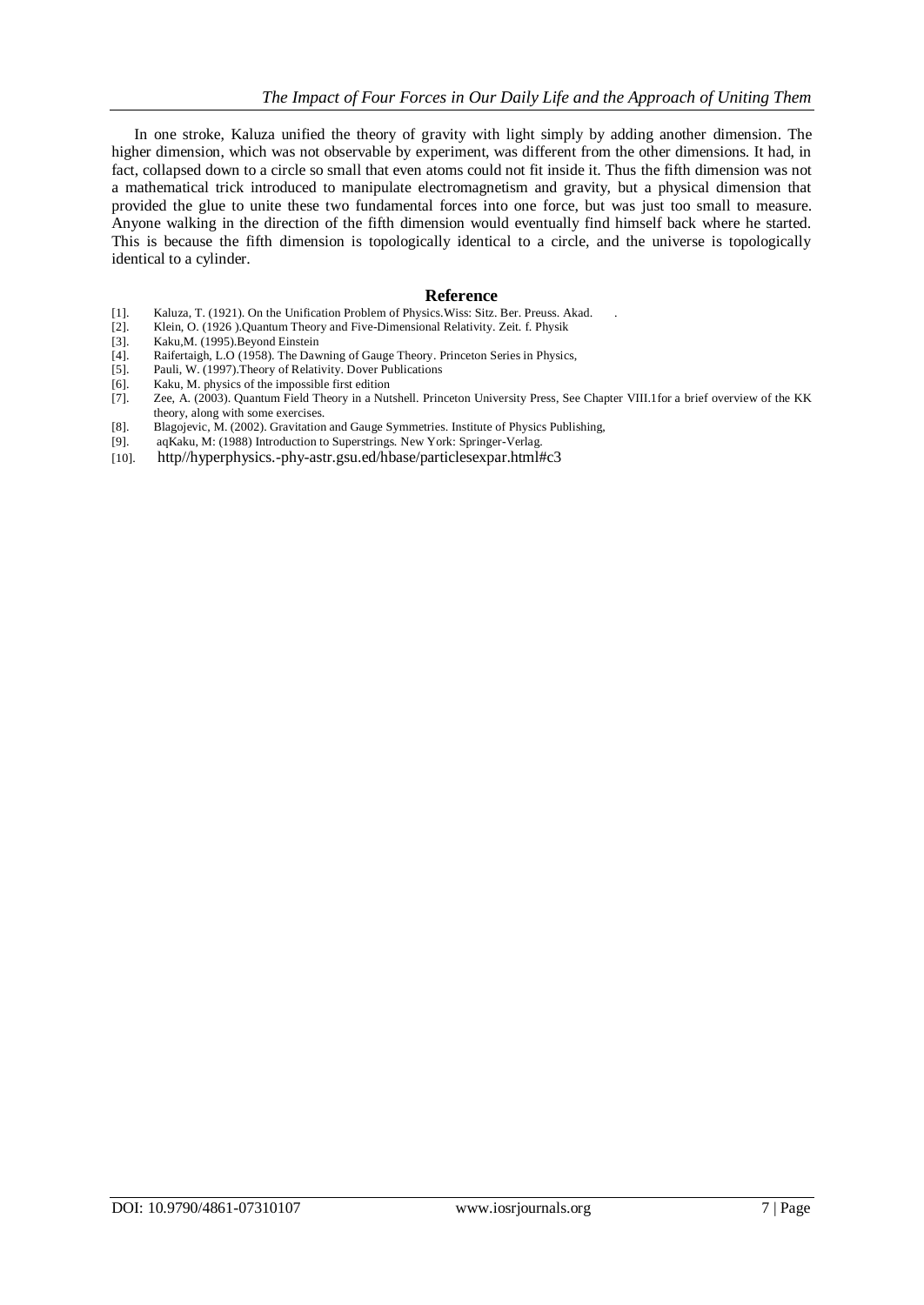In one stroke, Kaluza unified the theory of gravity with light simply by adding another dimension. The higher dimension, which was not observable by experiment, was different from the other dimensions. It had, in fact, collapsed down to a circle so small that even atoms could not fit inside it. Thus the fifth dimension was not a mathematical trick introduced to manipulate electromagnetism and gravity, but a physical dimension that provided the glue to unite these two fundamental forces into one force, but was just too small to measure. Anyone walking in the direction of the fifth dimension would eventually find himself back where he started. This is because the fifth dimension is topologically identical to a circle, and the universe is topologically identical to a cylinder.

## Reference

[1]. Kaluza, T. (1921). On the Unification Problem of Physics.Wiss: Sitz. Ber. Preuss. Akad. .

[2]. Klein, O. (1926 ).Quantum Theory and Five-Dimensional Relativity. Zeit. f. Physik

[3]. Kaku,M. (1995).Beyond Einstein

[4]. Raifertaigh, L.O (1958). The Dawning of Gauge Theory. Princeton Series in Physics,

[5]. Pauli, W. (1997).Theory of Relativity. Dover Publications

[6]. Kaku, M. physics of the impossible first edition

[7]. Zee, A. (2003). Quantum Field Theory in a Nutshell. Princeton University Press, See Chapter VIII.1for a brief overview of the KK theory, along with some exercises.

[8]. Blagojevic, M. (2002). Gravitation and Gauge Symmetries. Institute of Physics Publishing,

[9]. aqKaku, M: (1988) Introduction to Superstrings. New York: Springer-Verlag.

[10]. http//hyperphysics.-phy-astr.gsu.ed/hbase/particlesexpar.html#c3